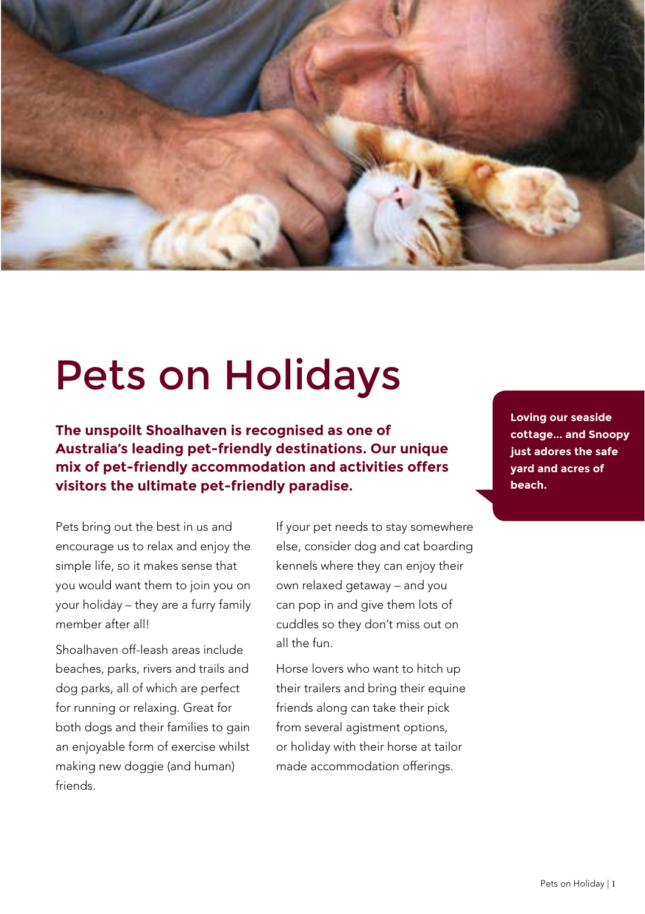# Pets on Holidays

**The unspoilt Shoalhaven is recognised as one of Australia's leading pet-friendly destinations. Our unique mix of pet-friendly accommodation and activities offers visitors the ultimate pet-friendly paradise.**

**Loving our seaside cottage... and Snoopy just adores the safe yard and acres of beach.**

Pets bring out the best in us and encourage us to relax and enjoy the simple life, so it makes sense that you would want them to join you on your holiday – they are a furry family member after all!

Shoalhaven off-leash areas include beaches, parks, rivers and trails and dog parks, all of which are perfect for running or relaxing. Great for both dogs and their families to gain an enjoyable form of exercise whilst making new doggie (and human) friends.

If your pet needs to stay somewhere else, consider dog and cat boarding kennels where they can enjoy their own relaxed getaway – and you can pop in and give them lots of cuddles so they don't miss out on all the fun.

Horse lovers who want to hitch up their trailers and bring their equine friends along can take their pick from several agistment options, or holiday with their horse at tailor made accommodation offerings.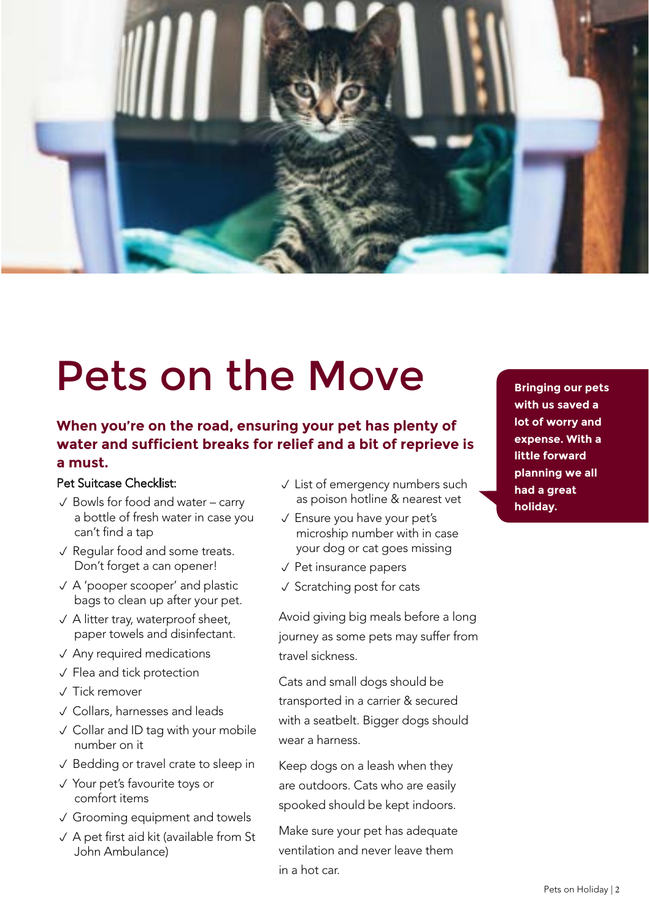# Pets on the Move

**When you're on the road, ensuring your pet has plenty of water and sufficient breaks for relief and a bit of reprieve is a must.**

Pet Suitcase Checklist:

- ✓ Bowls for food and water – carry a bottle of fresh water in case you can't find a tap
- ✓ Regular food and some treats. Don't forget a can opener!
- ✓ A 'pooper scooper' and plastic bags to clean up after your pet.
- ✓ A litter tray, waterproof sheet, paper towels and disinfectant.
- ✓ Any required medications
- ✓ Flea and tick protection
- ✓ Tick remover
- ✓ Collars, harnesses and leads
- ✓ Collar and ID tag with your mobile number on it
- ✓ Bedding or travel crate to sleep in
- ✓ Your pet's favourite toys or comfort items
- ✓ Grooming equipment and towels
- ✓ A pet first aid kit (available from St John Ambulance)
- ✓ List of emergency numbers such as poison hotline & nearest vet
- ✓ Ensure you have your pet's microship number with in case your dog or cat goes missing
- ✓ Pet insurance papers
- ✓ Scratching post for cats

Avoid giving big meals before a long journey as some pets may suffer from travel sickness.

Cats and small dogs should be transported in a carrier & secured with a seatbelt. Bigger dogs should wear a harness.

Keep dogs on a leash when they are outdoors. Cats who are easily spooked should be kept indoors.

Make sure your pet has adequate ventilation and never leave them in a hot car.

**Bringing our pets with us saved a lot of worry and expense. With a little forward planning we all had a great holiday.**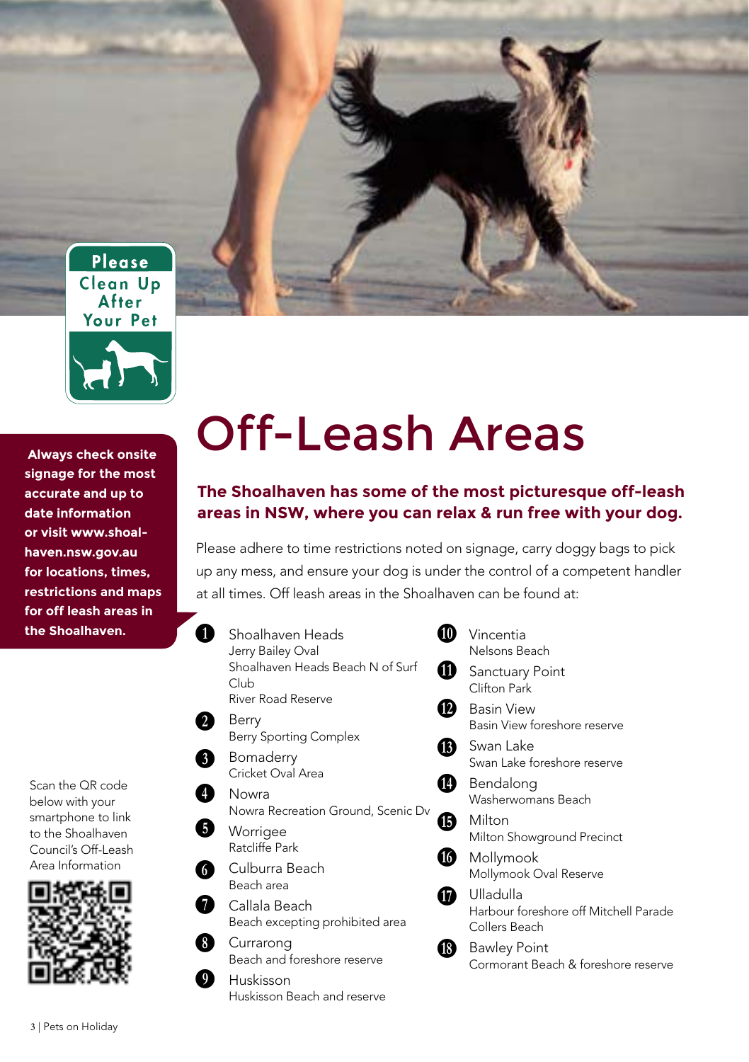Please Clean Up After Your Pet

**Always check onsite signage for the most accurate and up to date information or visit www.shoalhaven.nsw.gov.au for locations, times, restrictions and maps for off leash areas in the Shoalhaven.**

Scan the QR code below with your smartphone to link to the Shoalhaven Council's Off-Leash Area Information

# Off-Leash Areas

**The Shoalhaven has some of the most picturesque off-leash areas in NSW, where you can relax & run free with your dog.**

Please adhere to time restrictions noted on signage, carry doggy bags to pick up any mess, and ensure your dog is under the control of a competent handler at all times. Off leash areas in the Shoalhaven can be found at:

1. Shoalhaven Heads
   - Jerry Bailey Oval
   - Shoalhaven Heads Beach N of Surf Club
   - River Road Reserve
2. Berry
   - Berry Sporting Complex
3. Bomaderry
   - Cricket Oval Area
4. Nowra
   - Nowra Recreation Ground, Scenic Dv
5. Worrigee
   - Ratcliffe Park
6. Culburra Beach
   - Beach area
7. Callala Beach
   - Beach excepting prohibited area
8. Currarong
   - Beach and foreshore reserve
9. Huskisson
   - Huskisson Beach and reserve
10. Vincentia
    - Nelsons Beach
11. Sanctuary Point
    - Clifton Park
12. Basin View
    - Basin View foreshore reserve
13. Swan Lake
    - Swan Lake foreshore reserve
14. Bendalong
    - Washerwomans Beach
15. Milton
    - Milton Showground Precinct
16. Mollymook
    - Mollymook Oval Reserve
17. Ulladulla
    - Harbour foreshore off Mitchell Parade
    - Collers Beach
18. Bawley Point
    - Cormorant Beach & foreshore reserve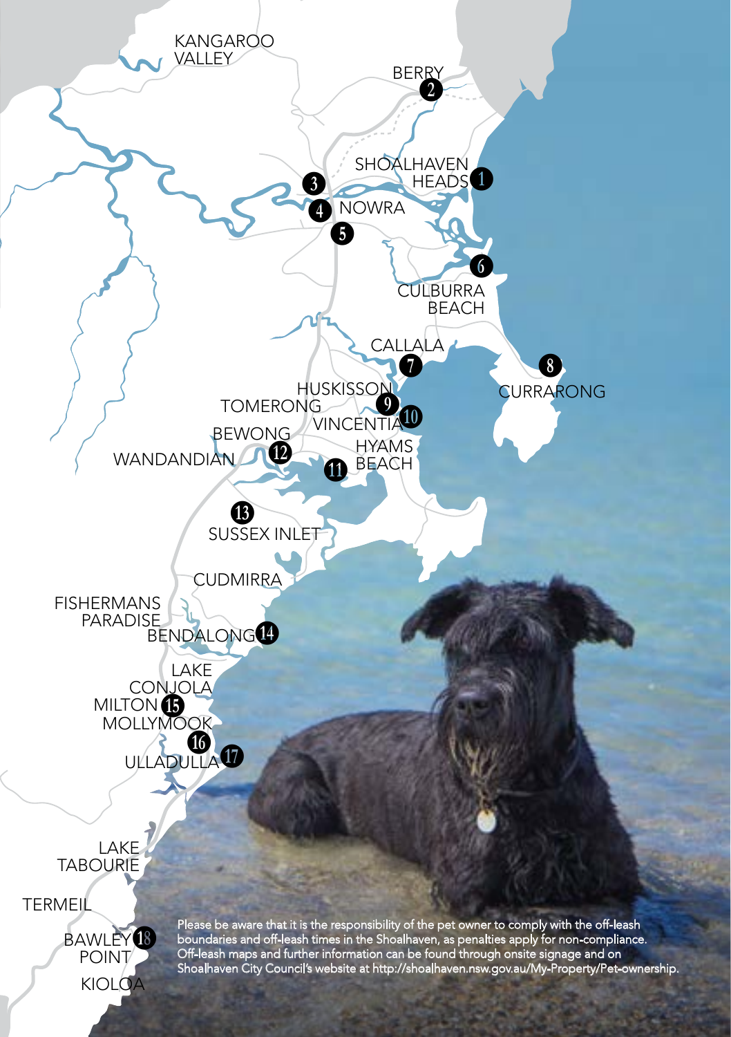KANGAROO VALLEY

BERRY 2

SHOALHAVEN HEADS 1

3

4 NOWRA

5

6 CULBURRA BEACH

CALLALA 7

8 CURRARONG

HUSKISSON 9

TOMERONG

VINCENTIA 10

BEWONG

WANDANDIAN 12

11 HYAMS BEACH

13 SUSSEX INLET

CUDMIRRA

FISHERMANS PARADISE

BENDALONG 14

LAKE CONJOLA

MILTON 15

MOLLYMOOK

16

ULLADULLA 17

LAKE TABOURIE

TERMEIL

BAWLEY POINT 18

KIOLOA

Please be aware that it is the responsibility of the pet owner to comply with the off-leash boundaries and off-leash times in the Shoalhaven, as penalties apply for non-compliance. Off-leash maps and further information can be found through onsite signage and on Shoalhaven City Council's website at http://shoalhaven.nsw.gov.au/My-Property/Pet-ownership.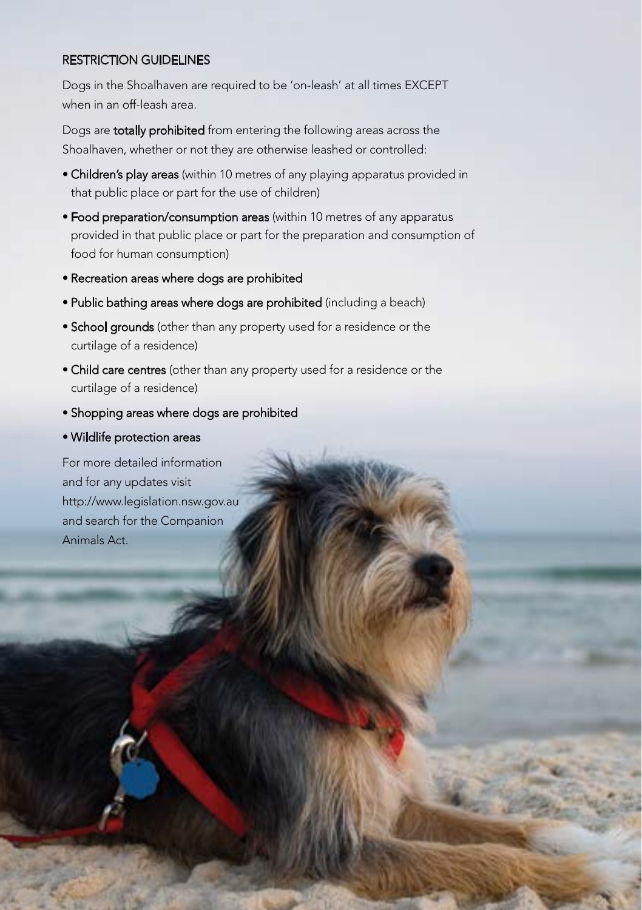## RESTRICTION GUIDELINES

Dogs in the Shoalhaven are required to be 'on-leash' at all times EXCEPT when in an off-leash area.

Dogs are **totally prohibited** from entering the following areas across the Shoalhaven, whether or not they are otherwise leashed or controlled:

- **Children's play areas** (within 10 metres of any playing apparatus provided in that public place or part for the use of children)
- **Food preparation/consumption areas** (within 10 metres of any apparatus provided in that public place or part for the preparation and consumption of food for human consumption)
- **Recreation areas where dogs are prohibited**
- **Public bathing areas where dogs are prohibited** (including a beach)
- **School grounds** (other than any property used for a residence or the curtilage of a residence)
- **Child care centres** (other than any property used for a residence or the curtilage of a residence)
- **Shopping areas where dogs are prohibited**
- **Wildlife protection areas**

For more detailed information and for any updates visit http://www.legislation.nsw.gov.au and search for the Companion Animals Act.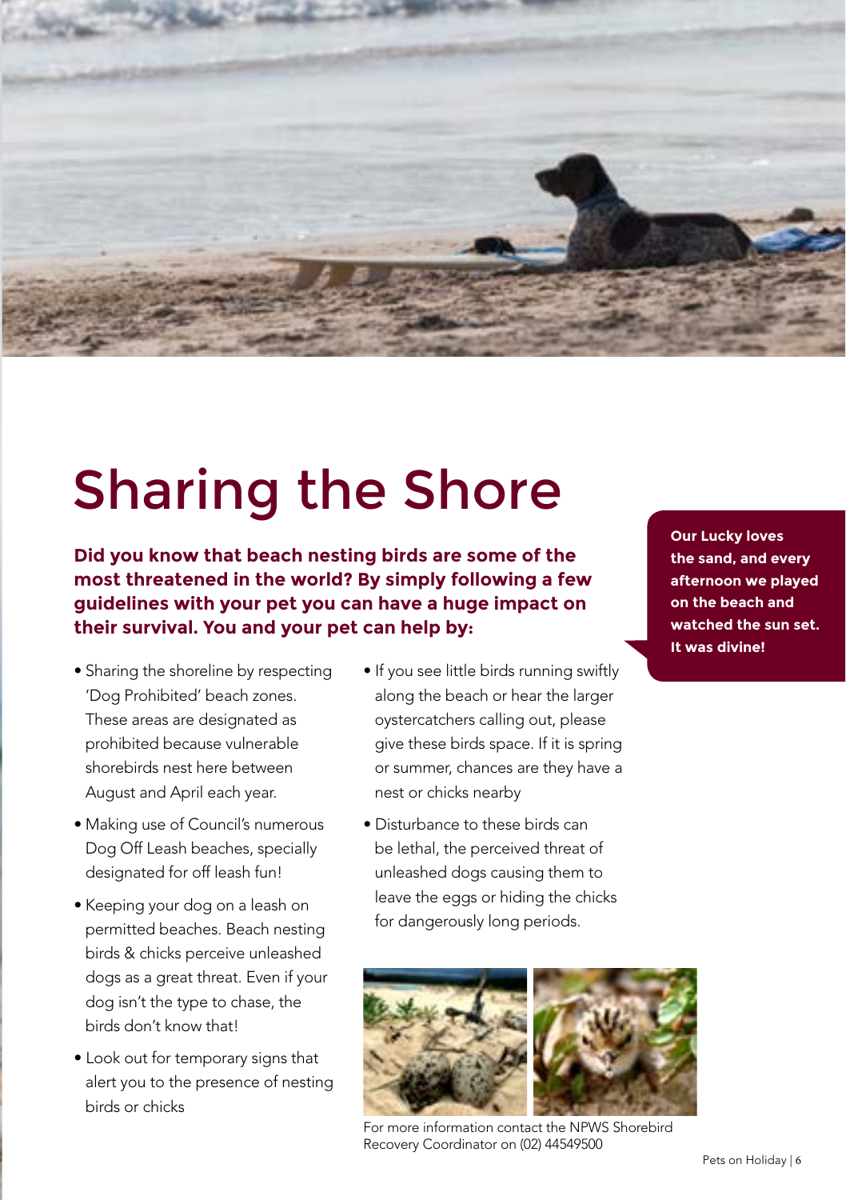# Sharing the Shore

**Did you know that beach nesting birds are some of the most threatened in the world? By simply following a few guidelines with your pet you can have a huge impact on their survival. You and your pet can help by:**

- Sharing the shoreline by respecting 'Dog Prohibited' beach zones. These areas are designated as prohibited because vulnerable shorebirds nest here between August and April each year.
- Making use of Council's numerous Dog Off Leash beaches, specially designated for off leash fun!
- Keeping your dog on a leash on permitted beaches. Beach nesting birds & chicks perceive unleashed dogs as a great threat. Even if your dog isn't the type to chase, the birds don't know that!
- Look out for temporary signs that alert you to the presence of nesting birds or chicks
- If you see little birds running swiftly along the beach or hear the larger oystercatchers calling out, please give these birds space. If it is spring or summer, chances are they have a nest or chicks nearby
- Disturbance to these birds can be lethal, the perceived threat of unleashed dogs causing them to leave the eggs or hiding the chicks for dangerously long periods.

**Our Lucky loves the sand, and every afternoon we played on the beach and watched the sun set. It was divine!**

For more information contact the NPWS Shorebird Recovery Coordinator on (02) 44549500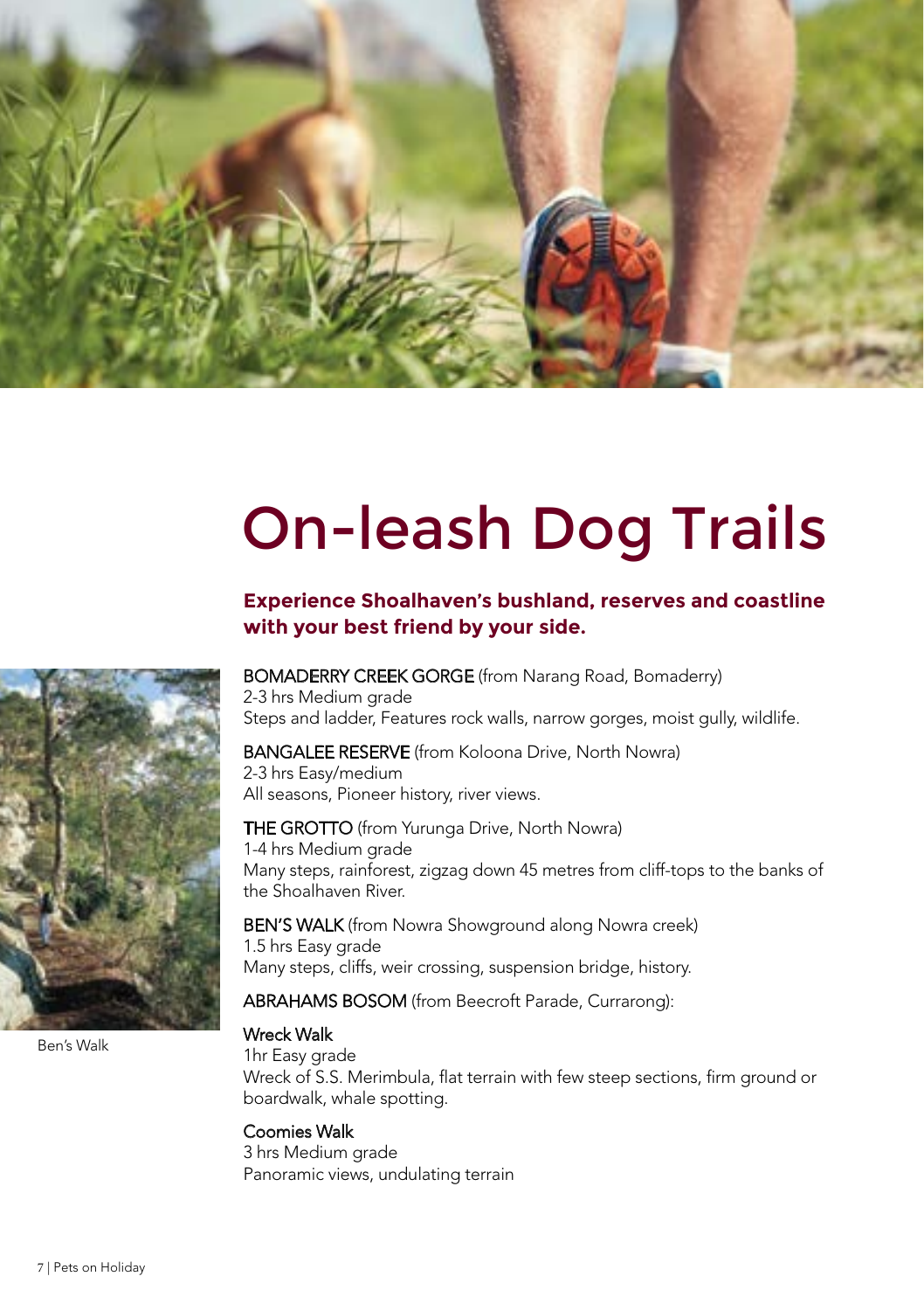# On-leash Dog Trails

**Experience Shoalhaven's bushland, reserves and coastline with your best friend by your side.**

BOMADERRY CREEK GORGE (from Narang Road, Bomaderry)
2-3 hrs Medium grade
Steps and ladder, Features rock walls, narrow gorges, moist gully, wildlife.

BANGALEE RESERVE (from Koloona Drive, North Nowra)
2-3 hrs Easy/medium
All seasons, Pioneer history, river views.

THE GROTTO (from Yurunga Drive, North Nowra)
1-4 hrs Medium grade
Many steps, rainforest, zigzag down 45 metres from cliff-tops to the banks of the Shoalhaven River.

BEN'S WALK (from Nowra Showground along Nowra creek)
1.5 hrs Easy grade
Many steps, cliffs, weir crossing, suspension bridge, history.

ABRAHAMS BOSOM (from Beecroft Parade, Currarong):

Wreck Walk
1hr Easy grade
Wreck of S.S. Merimbula, flat terrain with few steep sections, firm ground or boardwalk, whale spotting.

Coomies Walk
3 hrs Medium grade
Panoramic views, undulating terrain

Ben's Walk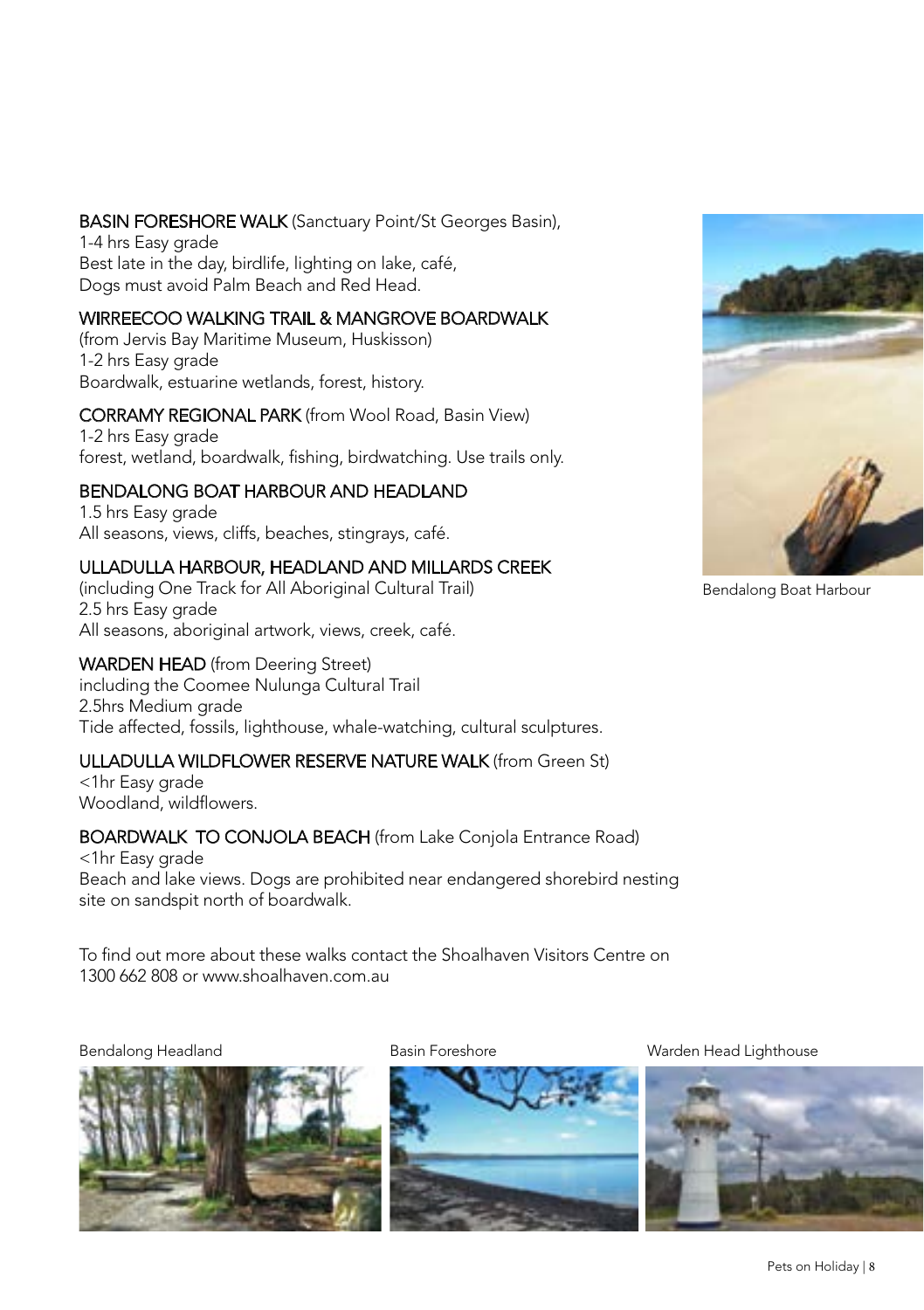**BASIN FORESHORE WALK** (Sanctuary Point/St Georges Basin),
1-4 hrs Easy grade
Best late in the day, birdlife, lighting on lake, café,
Dogs must avoid Palm Beach and Red Head.

**WIRREECOO WALKING TRAIL & MANGROVE BOARDWALK**
(from Jervis Bay Maritime Museum, Huskisson)
1-2 hrs Easy grade
Boardwalk, estuarine wetlands, forest, history.

**CORRAMY REGIONAL PARK** (from Wool Road, Basin View)
1-2 hrs Easy grade
forest, wetland, boardwalk, fishing, birdwatching. Use trails only.

**BENDALONG BOAT HARBOUR AND HEADLAND**
1.5 hrs Easy grade
All seasons, views, cliffs, beaches, stingrays, café.

**ULLADULLA HARBOUR, HEADLAND AND MILLARDS CREEK**
(including One Track for All Aboriginal Cultural Trail)
2.5 hrs Easy grade
All seasons, aboriginal artwork, views, creek, café.

**WARDEN HEAD** (from Deering Street)
including the Coomee Nulunga Cultural Trail
2.5hrs Medium grade
Tide affected, fossils, lighthouse, whale-watching, cultural sculptures.

**ULLADULLA WILDFLOWER RESERVE NATURE WALK** (from Green St)
<1hr Easy grade
Woodland, wildflowers.

**BOARDWALK TO CONJOLA BEACH** (from Lake Conjola Entrance Road)
<1hr Easy grade
Beach and lake views. Dogs are prohibited near endangered shorebird nesting site on sandspit north of boardwalk.

To find out more about these walks contact the Shoalhaven Visitors Centre on 1300 662 808 or www.shoalhaven.com.au

Bendalong Boat Harbour

Bendalong Headland

Basin Foreshore

Warden Head Lighthouse